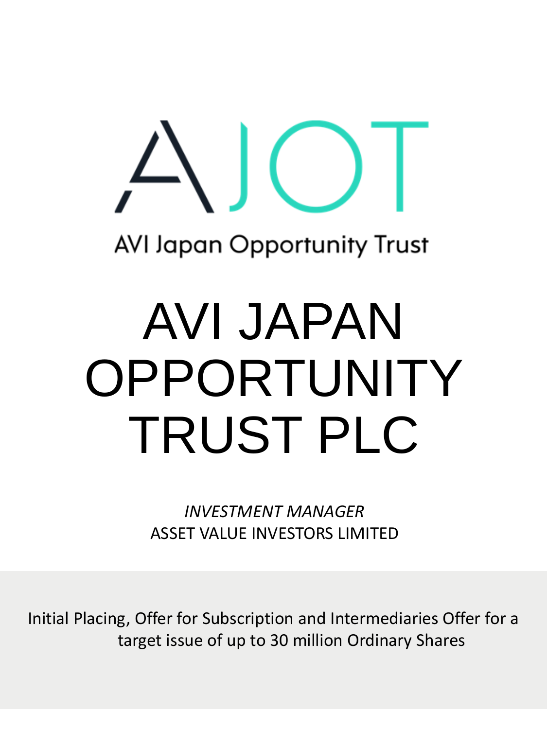AJOT

AVI Japan Opportunity Trust

# AVI JAPAN OPPORTUNITY TRUST PLC

*INVESTMENT MANAGER*
ASSET VALUE INVESTORS LIMITED

Initial Placing, Offer for Subscription and Intermediaries Offer for a target issue of up to 30 million Ordinary Shares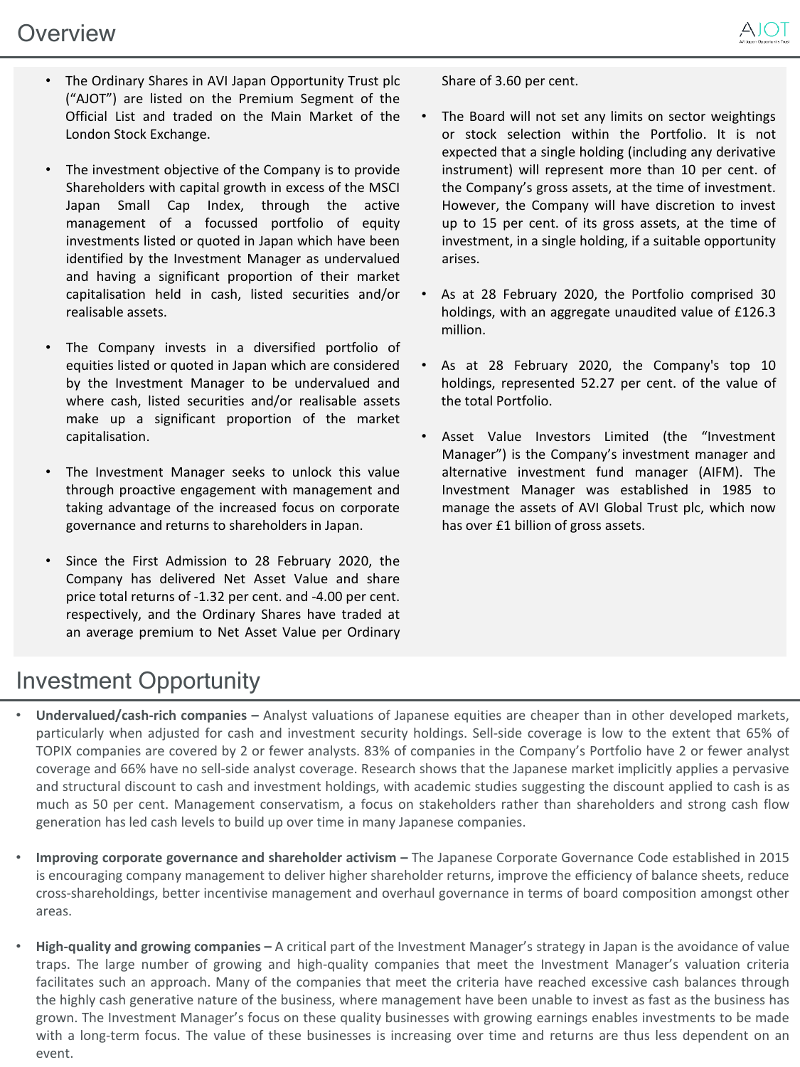# Overview

- The Ordinary Shares in AVI Japan Opportunity Trust plc ("AJOT") are listed on the Premium Segment of the Official List and traded on the Main Market of the London Stock Exchange.
- The investment objective of the Company is to provide Shareholders with capital growth in excess of the MSCI Japan Small Cap Index, through the active management of a focussed portfolio of equity investments listed or quoted in Japan which have been identified by the Investment Manager as undervalued and having a significant proportion of their market capitalisation held in cash, listed securities and/or realisable assets.
- The Company invests in a diversified portfolio of equities listed or quoted in Japan which are considered by the Investment Manager to be undervalued and where cash, listed securities and/or realisable assets make up a significant proportion of the market capitalisation.
- The Investment Manager seeks to unlock this value through proactive engagement with management and taking advantage of the increased focus on corporate governance and returns to shareholders in Japan.
- Since the First Admission to 28 February 2020, the Company has delivered Net Asset Value and share price total returns of -1.32 per cent. and -4.00 per cent. respectively, and the Ordinary Shares have traded at an average premium to Net Asset Value per Ordinary Share of 3.60 per cent.
- The Board will not set any limits on sector weightings or stock selection within the Portfolio. It is not expected that a single holding (including any derivative instrument) will represent more than 10 per cent. of the Company's gross assets, at the time of investment. However, the Company will have discretion to invest up to 15 per cent. of its gross assets, at the time of investment, in a single holding, if a suitable opportunity arises.
- As at 28 February 2020, the Portfolio comprised 30 holdings, with an aggregate unaudited value of £126.3 million.
- As at 28 February 2020, the Company's top 10 holdings, represented 52.27 per cent. of the value of the total Portfolio.
- Asset Value Investors Limited (the "Investment Manager") is the Company's investment manager and alternative investment fund manager (AIFM). The Investment Manager was established in 1985 to manage the assets of AVI Global Trust plc, which now has over £1 billion of gross assets.

# Investment Opportunity

- **Undervalued/cash-rich companies –** Analyst valuations of Japanese equities are cheaper than in other developed markets, particularly when adjusted for cash and investment security holdings. Sell-side coverage is low to the extent that 65% of TOPIX companies are covered by 2 or fewer analysts. 83% of companies in the Company's Portfolio have 2 or fewer analyst coverage and 66% have no sell-side analyst coverage. Research shows that the Japanese market implicitly applies a pervasive and structural discount to cash and investment holdings, with academic studies suggesting the discount applied to cash is as much as 50 per cent. Management conservatism, a focus on stakeholders rather than shareholders and strong cash flow generation has led cash levels to build up over time in many Japanese companies.
- **Improving corporate governance and shareholder activism –** The Japanese Corporate Governance Code established in 2015 is encouraging company management to deliver higher shareholder returns, improve the efficiency of balance sheets, reduce cross-shareholdings, better incentivise management and overhaul governance in terms of board composition amongst other areas.
- **High-quality and growing companies –** A critical part of the Investment Manager's strategy in Japan is the avoidance of value traps. The large number of growing and high-quality companies that meet the Investment Manager's valuation criteria facilitates such an approach. Many of the companies that meet the criteria have reached excessive cash balances through the highly cash generative nature of the business, where management have been unable to invest as fast as the business has grown. The Investment Manager's focus on these quality businesses with growing earnings enables investments to be made with a long-term focus. The value of these businesses is increasing over time and returns are thus less dependent on an event.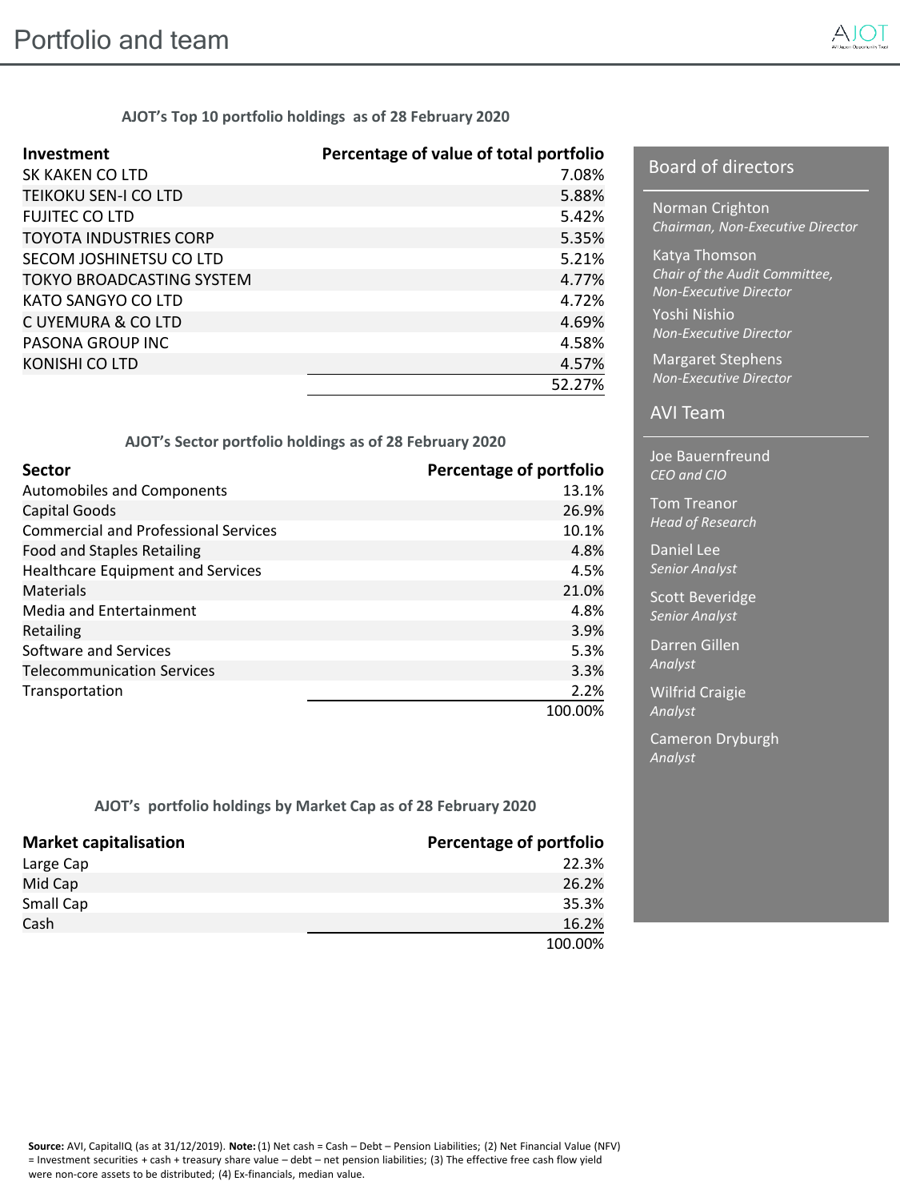# Portfolio and team

**AJOT's Top 10 portfolio holdings as of 28 February 2020**

| Investment | Percentage of value of total portfolio |
|---|---|
| SK KAKEN CO LTD | 7.08% |
| TEIKOKU SEN-I CO LTD | 5.88% |
| FUJITEC CO LTD | 5.42% |
| TOYOTA INDUSTRIES CORP | 5.35% |
| SECOM JOSHINETSU CO LTD | 5.21% |
| TOKYO BROADCASTING SYSTEM | 4.77% |
| KATO SANGYO CO LTD | 4.72% |
| C UYEMURA & CO LTD | 4.69% |
| PASONA GROUP INC | 4.58% |
| KONISHI CO LTD | 4.57% |
| | 52.27% |

**AJOT's Sector portfolio holdings as of 28 February 2020**

| Sector | Percentage of portfolio |
|---|---|
| Automobiles and Components | 13.1% |
| Capital Goods | 26.9% |
| Commercial and Professional Services | 10.1% |
| Food and Staples Retailing | 4.8% |
| Healthcare Equipment and Services | 4.5% |
| Materials | 21.0% |
| Media and Entertainment | 4.8% |
| Retailing | 3.9% |
| Software and Services | 5.3% |
| Telecommunication Services | 3.3% |
| Transportation | 2.2% |
| | 100.00% |

**AJOT's portfolio holdings by Market Cap as of 28 February 2020**

| Market capitalisation | Percentage of portfolio |
|---|---|
| Large Cap | 22.3% |
| Mid Cap | 26.2% |
| Small Cap | 35.3% |
| Cash | 16.2% |
| | 100.00% |

## Board of directors

Norman Crighton
*Chairman, Non-Executive Director*

Katya Thomson
*Chair of the Audit Committee, Non-Executive Director*

Yoshi Nishio
*Non-Executive Director*

Margaret Stephens
*Non-Executive Director*

## AVI Team

Joe Bauernfreund
*CEO and CIO*

Tom Treanor
*Head of Research*

Daniel Lee
*Senior Analyst*

Scott Beveridge
*Senior Analyst*

Darren Gillen
*Analyst*

Wilfrid Craigie
*Analyst*

Cameron Dryburgh
*Analyst*

**Source:** AVI, CapitalIQ (as at 31/12/2019). **Note:** (1) Net cash = Cash – Debt – Pension Liabilities; (2) Net Financial Value (NFV) = Investment securities + cash + treasury share value – debt – net pension liabilities; (3) The effective free cash flow yield were non-core assets to be distributed; (4) Ex-financials, median value.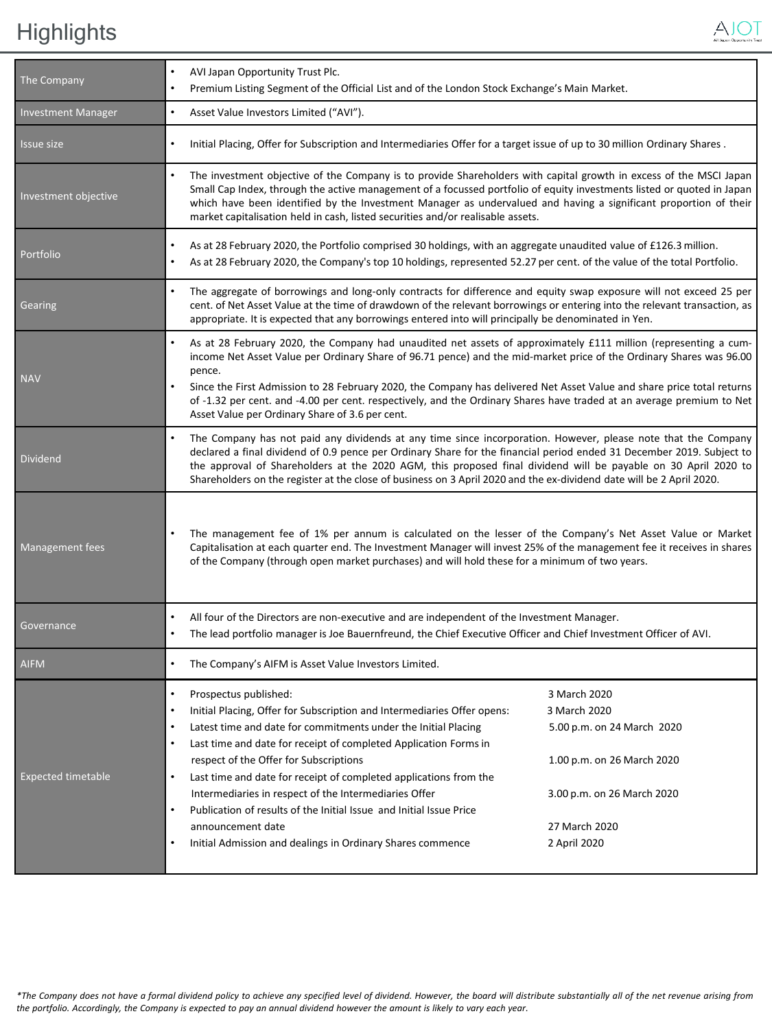# Highlights

| | |
|---|---|
| The Company | • AVI Japan Opportunity Trust Plc.<br>• Premium Listing Segment of the Official List and of the London Stock Exchange's Main Market. |
| Investment Manager | • Asset Value Investors Limited ("AVI"). |
| Issue size | • Initial Placing, Offer for Subscription and Intermediaries Offer for a target issue of up to 30 million Ordinary Shares . |
| Investment objective | • The investment objective of the Company is to provide Shareholders with capital growth in excess of the MSCI Japan Small Cap Index, through the active management of a focussed portfolio of equity investments listed or quoted in Japan which have been identified by the Investment Manager as undervalued and having a significant proportion of their market capitalisation held in cash, listed securities and/or realisable assets. |
| Portfolio | • As at 28 February 2020, the Portfolio comprised 30 holdings, with an aggregate unaudited value of £126.3 million.<br>• As at 28 February 2020, the Company's top 10 holdings, represented 52.27 per cent. of the value of the total Portfolio. |
| Gearing | • The aggregate of borrowings and long-only contracts for difference and equity swap exposure will not exceed 25 per cent. of Net Asset Value at the time of drawdown of the relevant borrowings or entering into the relevant transaction, as appropriate. It is expected that any borrowings entered into will principally be denominated in Yen. |
| NAV | • As at 28 February 2020, the Company had unaudited net assets of approximately £111 million (representing a cum-income Net Asset Value per Ordinary Share of 96.71 pence) and the mid-market price of the Ordinary Shares was 96.00 pence.<br>• Since the First Admission to 28 February 2020, the Company has delivered Net Asset Value and share price total returns of -1.32 per cent. and -4.00 per cent. respectively, and the Ordinary Shares have traded at an average premium to Net Asset Value per Ordinary Share of 3.6 per cent. |
| Dividend | • The Company has not paid any dividends at any time since incorporation. However, please note that the Company declared a final dividend of 0.9 pence per Ordinary Share for the financial period ended 31 December 2019. Subject to the approval of Shareholders at the 2020 AGM, this proposed final dividend will be payable on 30 April 2020 to Shareholders on the register at the close of business on 3 April 2020 and the ex-dividend date will be 2 April 2020. |
| Management fees | • The management fee of 1% per annum is calculated on the lesser of the Company's Net Asset Value or Market Capitalisation at each quarter end. The Investment Manager will invest 25% of the management fee it receives in shares of the Company (through open market purchases) and will hold these for a minimum of two years. |
| Governance | • All four of the Directors are non-executive and are independent of the Investment Manager.<br>• The lead portfolio manager is Joe Bauernfreund, the Chief Executive Officer and Chief Investment Officer of AVI. |
| AIFM | • The Company's AIFM is Asset Value Investors Limited. |
| Expected timetable | • Prospectus published: — 3 March 2020<br>• Initial Placing, Offer for Subscription and Intermediaries Offer opens: — 3 March 2020<br>• Latest time and date for commitments under the Initial Placing — 5.00 p.m. on 24 March 2020<br>• Last time and date for receipt of completed Application Forms in respect of the Offer for Subscriptions — 1.00 p.m. on 26 March 2020<br>• Last time and date for receipt of completed applications from the Intermediaries in respect of the Intermediaries Offer — 3.00 p.m. on 26 March 2020<br>• Publication of results of the Initial Issue and Initial Issue Price announcement date — 27 March 2020<br>• Initial Admission and dealings in Ordinary Shares commence — 2 April 2020 |

*\*The Company does not have a formal dividend policy to achieve any specified level of dividend. However, the board will distribute substantially all of the net revenue arising from the portfolio. Accordingly, the Company is expected to pay an annual dividend however the amount is likely to vary each year.*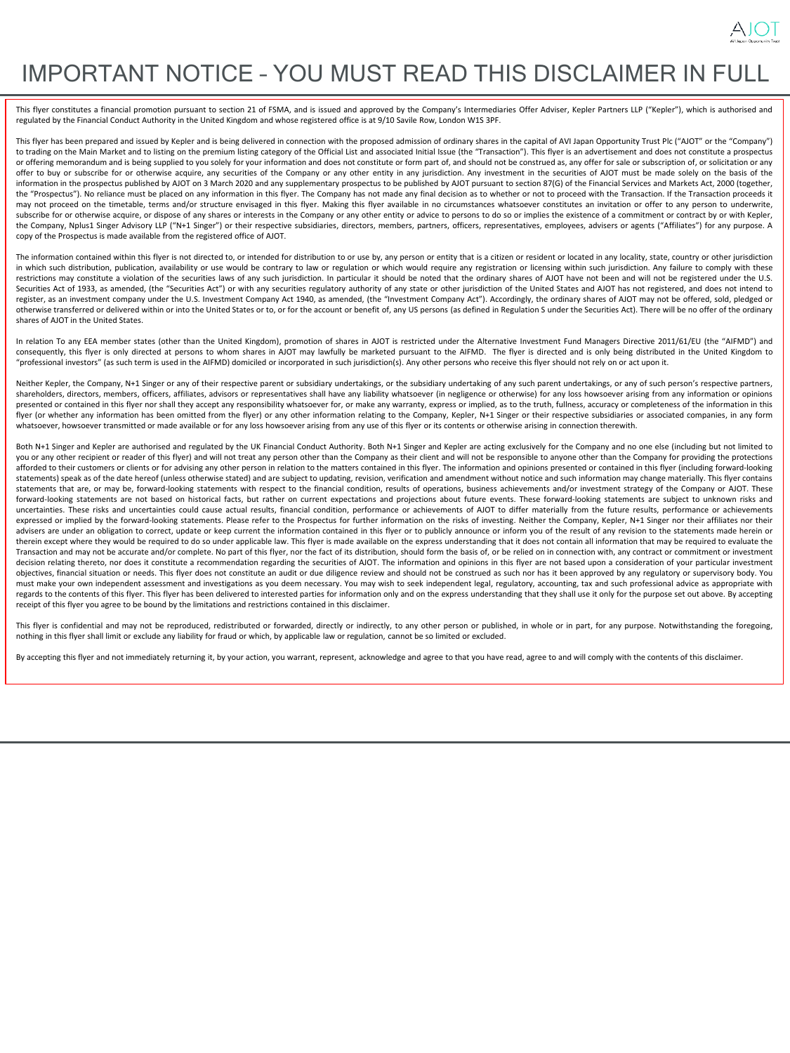# IMPORTANT NOTICE – YOU MUST READ THIS DISCLAIMER IN FULL

This flyer constitutes a financial promotion pursuant to section 21 of FSMA, and is issued and approved by the Company's Intermediaries Offer Adviser, Kepler Partners LLP ("Kepler"), which is authorised and regulated by the Financial Conduct Authority in the United Kingdom and whose registered office is at 9/10 Savile Row, London W1S 3PF.

This flyer has been prepared and issued by Kepler and is being delivered in connection with the proposed admission of ordinary shares in the capital of AVI Japan Opportunity Trust Plc ("AJOT" or the "Company") to trading on the Main Market and to listing on the premium listing category of the Official List and associated Initial Issue (the "Transaction"). This flyer is an advertisement and does not constitute a prospectus or offering memorandum and is being supplied to you solely for your information and does not constitute or form part of, and should not be construed as, any offer for sale or subscription of, or solicitation or any offer to buy or subscribe for or otherwise acquire, any securities of the Company or any other entity in any jurisdiction. Any investment in the securities of AJOT must be made solely on the basis of the information in the prospectus published by AJOT on 3 March 2020 and any supplementary prospectus to be published by AJOT pursuant to section 87(G) of the Financial Services and Markets Act, 2000 (together, the "Prospectus"). No reliance must be placed on any information in this flyer. The Company has not made any final decision as to whether or not to proceed with the Transaction. If the Transaction proceeds it may not proceed on the timetable, terms and/or structure envisaged in this flyer. Making this flyer available in no circumstances whatsoever constitutes an invitation or offer to any person to underwrite, subscribe for or otherwise acquire, or dispose of any shares or interests in the Company or any other entity or advice to persons to do so or implies the existence of a commitment or contract by or with Kepler, the Company, Nplus1 Singer Advisory LLP ("N+1 Singer") or their respective subsidiaries, directors, members, partners, officers, representatives, employees, advisers or agents ("Affiliates") for any purpose. A copy of the Prospectus is made available from the registered office of AJOT.

The information contained within this flyer is not directed to, or intended for distribution to or use by, any person or entity that is a citizen or resident or located in any locality, state, country or other jurisdiction in which such distribution, publication, availability or use would be contrary to law or regulation or which would require any registration or licensing within such jurisdiction. Any failure to comply with these restrictions may constitute a violation of the securities laws of any such jurisdiction. In particular it should be noted that the ordinary shares of AJOT have not been and will not be registered under the U.S. Securities Act of 1933, as amended, (the "Securities Act") or with any securities regulatory authority of any state or other jurisdiction of the United States and AJOT has not registered, and does not intend to register, as an investment company under the U.S. Investment Company Act 1940, as amended, (the "Investment Company Act"). Accordingly, the ordinary shares of AJOT may not be offered, sold, pledged or otherwise transferred or delivered within or into the United States or to, or for the account or benefit of, any US persons (as defined in Regulation S under the Securities Act). There will be no offer of the ordinary shares of AJOT in the United States.

In relation To any EEA member states (other than the United Kingdom), promotion of shares in AJOT is restricted under the Alternative Investment Fund Managers Directive 2011/61/EU (the "AIFMD") and consequently, this flyer is only directed at persons to whom shares in AJOT may lawfully be marketed pursuant to the AIFMD. The flyer is directed and is only being distributed in the United Kingdom to "professional investors" (as such term is used in the AIFMD) domiciled or incorporated in such jurisdiction(s). Any other persons who receive this flyer should not rely on or act upon it.

Neither Kepler, the Company, N+1 Singer or any of their respective parent or subsidiary undertakings, or the subsidiary undertaking of any such parent undertakings, or any of such person's respective partners, shareholders, directors, members, officers, affiliates, advisors or representatives shall have any liability whatsoever (in negligence or otherwise) for any loss howsoever arising from any information or opinions presented or contained in this flyer nor shall they accept any responsibility whatsoever for, or make any warranty, express or implied, as to the truth, fullness, accuracy or completeness of the information in this flyer (or whether any information has been omitted from the flyer) or any other information relating to the Company, Kepler, N+1 Singer or their respective subsidiaries or associated companies, in any form whatsoever, howsoever transmitted or made available or for any loss howsoever arising from any use of this flyer or its contents or otherwise arising in connection therewith.

Both N+1 Singer and Kepler are authorised and regulated by the UK Financial Conduct Authority. Both N+1 Singer and Kepler are acting exclusively for the Company and no one else (including but not limited to you or any other recipient or reader of this flyer) and will not treat any person other than the Company as their client and will not be responsible to anyone other than the Company for providing the protections afforded to their customers or clients or for advising any other person in relation to the matters contained in this flyer. The information and opinions presented or contained in this flyer (including forward-looking statements) speak as of the date hereof (unless otherwise stated) and are subject to updating, revision, verification and amendment without notice and such information may change materially. This flyer contains statements that are, or may be, forward-looking statements with respect to the financial condition, results of operations, business achievements and/or investment strategy of the Company or AJOT. These forward-looking statements are not based on historical facts, but rather on current expectations and projections about future events. These forward-looking statements are subject to unknown risks and uncertainties. These risks and uncertainties could cause actual results, financial condition, performance or achievements of AJOT to differ materially from the future results, performance or achievements expressed or implied by the forward-looking statements. Please refer to the Prospectus for further information on the risks of investing. Neither the Company, Kepler, N+1 Singer nor their affiliates nor their advisers are under an obligation to correct, update or keep current the information contained in this flyer or to publicly announce or inform you of the result of any revision to the statements made herein or therein except where they would be required to do so under applicable law. This flyer is made available on the express understanding that it does not contain all information that may be required to evaluate the Transaction and may not be accurate and/or complete. No part of this flyer, nor the fact of its distribution, should form the basis of, or be relied on in connection with, any contract or commitment or investment decision relating thereto, nor does it constitute a recommendation regarding the securities of AJOT. The information and opinions in this flyer are not based upon a consideration of your particular investment objectives, financial situation or needs. This flyer does not constitute an audit or due diligence review and should not be construed as such nor has it been approved by any regulatory or supervisory body. You must make your own independent assessment and investigations as you deem necessary. You may wish to seek independent legal, regulatory, accounting, tax and such professional advice as appropriate with regards to the contents of this flyer. This flyer has been delivered to interested parties for information only and on the express understanding that they shall use it only for the purpose set out above. By accepting receipt of this flyer you agree to be bound by the limitations and restrictions contained in this disclaimer.

This flyer is confidential and may not be reproduced, redistributed or forwarded, directly or indirectly, to any other person or published, in whole or in part, for any purpose. Notwithstanding the foregoing, nothing in this flyer shall limit or exclude any liability for fraud or which, by applicable law or regulation, cannot be so limited or excluded.

By accepting this flyer and not immediately returning it, by your action, you warrant, represent, acknowledge and agree to that you have read, agree to and will comply with the contents of this disclaimer.